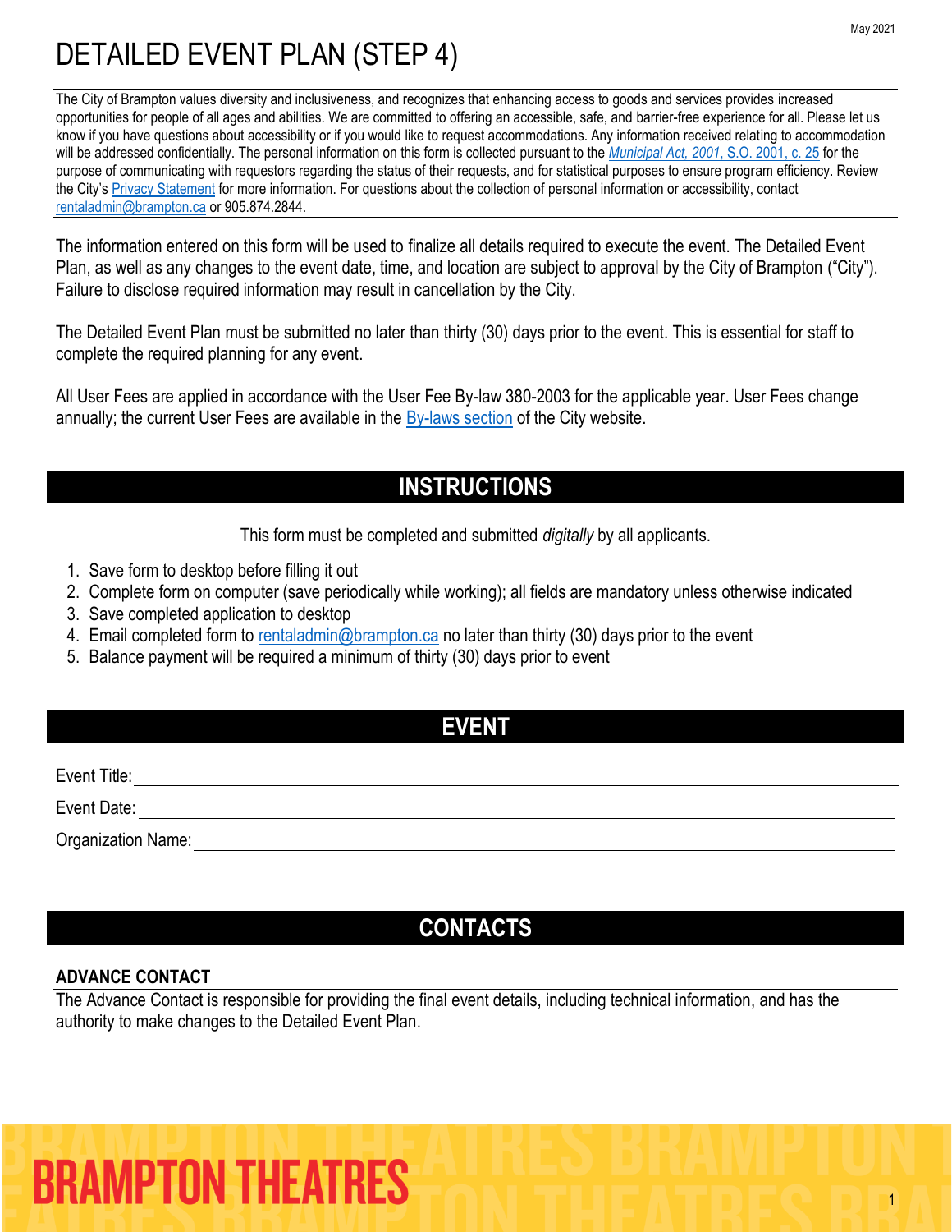# DETAILED EVENT PLAN (STEP 4)

May 2021

The City of Brampton values diversity and inclusiveness, and recognizes that enhancing access to goods and services provides increased opportunities for people of all ages and abilities. We are committed to offering an accessible, safe, and barrier-free experience for all. Please let us know if you have questions about accessibility or if you would like to request accommodations. Any information received relating to accommodation will be addressed confidentially. The personal information on this form is collected pursuant to the *Municipal Act, 2001*, S.O. 2001, c. 25 for the purpose of communicating with requestors regarding the status of their requests, and for statistical purposes to ensure program efficiency. Review the City's Privacy Statement for more information. For questions about the collection of personal information or accessibility, contact rentaladmin@brampton.ca or 905.874.2844.

The information entered on this form will be used to finalize all details required to execute the event. The Detailed Event Plan, as well as any changes to the event date, time, and location are subject to approval by the City of Brampton ("City"). Failure to disclose required information may result in cancellation by the City.

The Detailed Event Plan must be submitted no later than thirty (30) days prior to the event. This is essential for staff to complete the required planning for any event.

All User Fees are applied in accordance with the User Fee By-law 380-2003 for the applicable year. User Fees change annually; the current User Fees are available in the By-laws section of the City website.

## INSTRUCTIONS

This form must be completed and submitted *digitally* by all applicants.

1. Save form to desktop before filling it out
2. Complete form on computer (save periodically while working); all fields are mandatory unless otherwise indicated
3. Save completed application to desktop
4. Email completed form to rentaladmin@brampton.ca no later than thirty (30) days prior to the event
5. Balance payment will be required a minimum of thirty (30) days prior to event

## EVENT

Event Title: ______________________

Event Date: ______________________

Organization Name: ______________________

## CONTACTS

### ADVANCE CONTACT

The Advance Contact is responsible for providing the final event details, including technical information, and has the authority to make changes to the Detailed Event Plan.

BRAMPTON THEATRES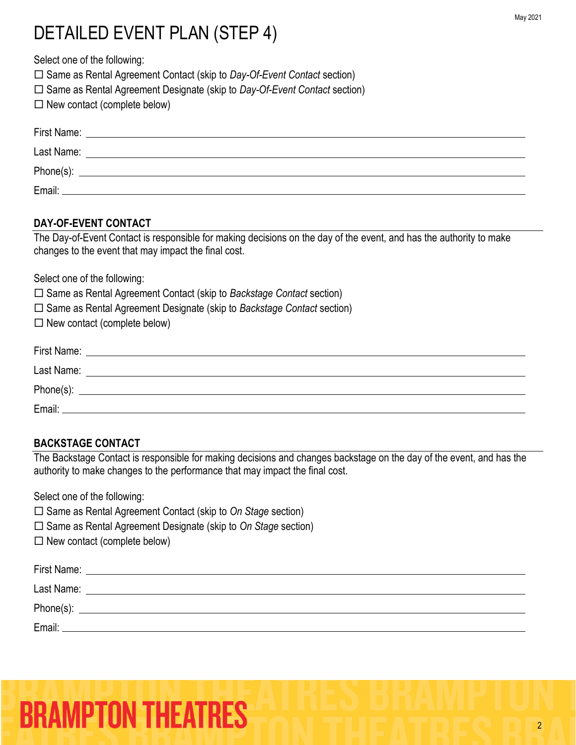# DETAILED EVENT PLAN (STEP 4)

Select one of the following:

☐ Same as Rental Agreement Contact (skip to *Day-Of-Event Contact* section)
☐ Same as Rental Agreement Designate (skip to *Day-Of-Event Contact* section)
☐ New contact (complete below)

First Name: ______________________________

Last Name: ______________________________

Phone(s): ______________________________

Email: ______________________________

## DAY-OF-EVENT CONTACT

The Day-of-Event Contact is responsible for making decisions on the day of the event, and has the authority to make changes to the event that may impact the final cost.

Select one of the following:

☐ Same as Rental Agreement Contact (skip to *Backstage Contact* section)
☐ Same as Rental Agreement Designate (skip to *Backstage Contact* section)
☐ New contact (complete below)

First Name: ______________________________

Last Name: ______________________________

Phone(s): ______________________________

Email: ______________________________

## BACKSTAGE CONTACT

The Backstage Contact is responsible for making decisions and changes backstage on the day of the event, and has the authority to make changes to the performance that may impact the final cost.

Select one of the following:

☐ Same as Rental Agreement Contact (skip to *On Stage* section)
☐ Same as Rental Agreement Designate (skip to *On Stage* section)
☐ New contact (complete below)

First Name: ______________________________

Last Name: ______________________________

Phone(s): ______________________________

Email: ______________________________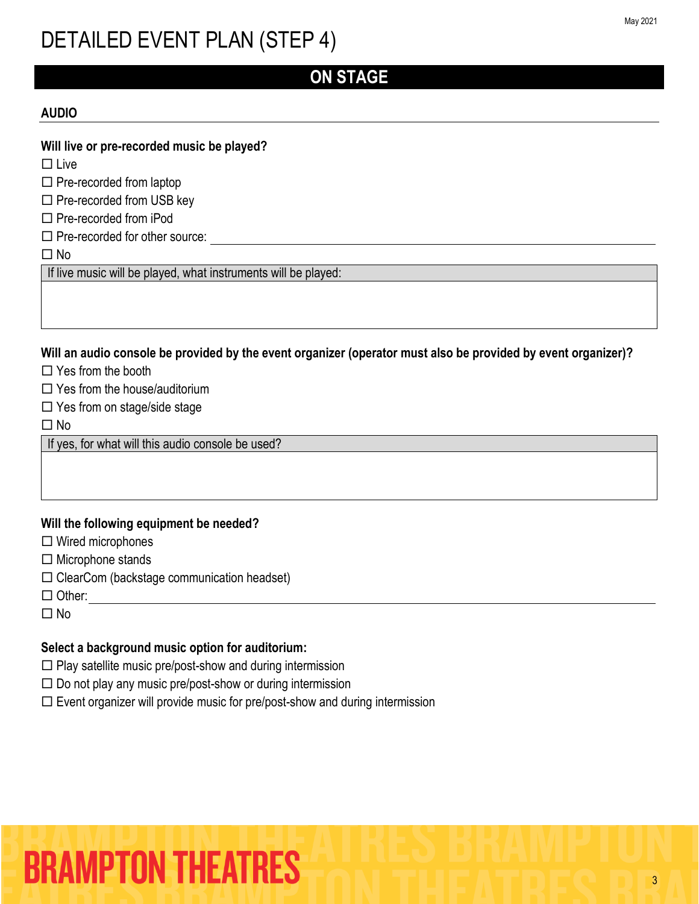# DETAILED EVENT PLAN (STEP 4)

## ON STAGE

### AUDIO

**Will live or pre-recorded music be played?**

☐ Live
☐ Pre-recorded from laptop
☐ Pre-recorded from USB key
☐ Pre-recorded from iPod
☐ Pre-recorded for other source: ______________________________
☐ No

| If live music will be played, what instruments will be played: |
| --- |
| |

**Will an audio console be provided by the event organizer (operator must also be provided by event organizer)?**

☐ Yes from the booth
☐ Yes from the house/auditorium
☐ Yes from on stage/side stage
☐ No

| If yes, for what will this audio console be used? |
| --- |
| |

**Will the following equipment be needed?**

☐ Wired microphones
☐ Microphone stands
☐ ClearCom (backstage communication headset)
☐ Other: ______________________________
☐ No

**Select a background music option for auditorium:**

☐ Play satellite music pre/post-show and during intermission
☐ Do not play any music pre/post-show or during intermission
☐ Event organizer will provide music for pre/post-show and during intermission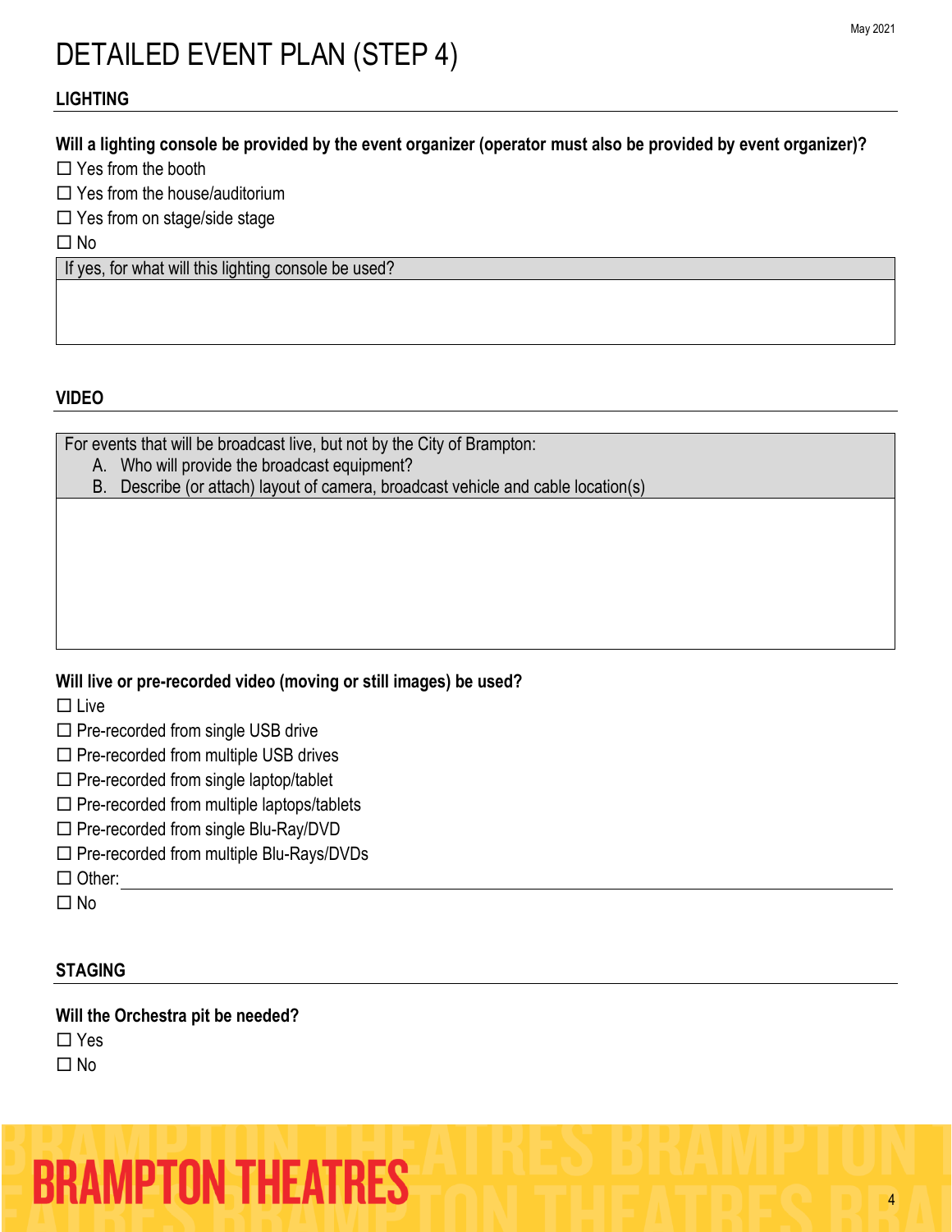# DETAILED EVENT PLAN (STEP 4)

## LIGHTING

**Will a lighting console be provided by the event organizer (operator must also be provided by event organizer)?**

☐ Yes from the booth
☐ Yes from the house/auditorium
☐ Yes from on stage/side stage
☐ No

| If yes, for what will this lighting console be used? |
|---|
| |

## VIDEO

| For events that will be broadcast live, but not by the City of Brampton:<br>A. Who will provide the broadcast equipment?<br>B. Describe (or attach) layout of camera, broadcast vehicle and cable location(s) |
|---|
| |

**Will live or pre-recorded video (moving or still images) be used?**

☐ Live
☐ Pre-recorded from single USB drive
☐ Pre-recorded from multiple USB drives
☐ Pre-recorded from single laptop/tablet
☐ Pre-recorded from multiple laptops/tablets
☐ Pre-recorded from single Blu-Ray/DVD
☐ Pre-recorded from multiple Blu-Rays/DVDs
☐ Other: ____________________
☐ No

## STAGING

**Will the Orchestra pit be needed?**

☐ Yes
☐ No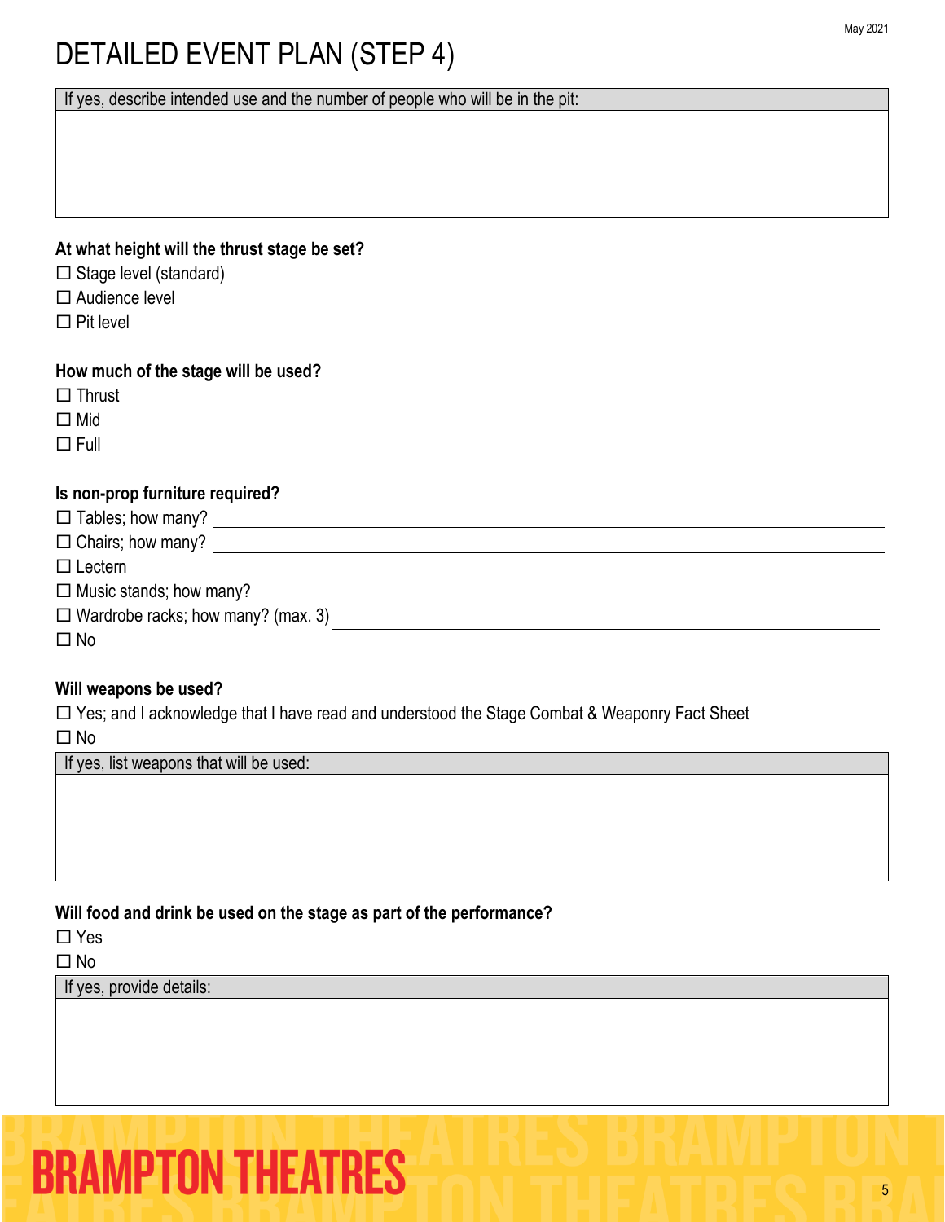# DETAILED EVENT PLAN (STEP 4)

| If yes, describe intended use and the number of people who will be in the pit: |
|---|
| |

**At what height will the thrust stage be set?**

☐ Stage level (standard)
☐ Audience level
☐ Pit level

**How much of the stage will be used?**

☐ Thrust
☐ Mid
☐ Full

**Is non-prop furniture required?**

☐ Tables; how many? ____________________
☐ Chairs; how many? ____________________
☐ Lectern
☐ Music stands; how many? ____________________
☐ Wardrobe racks; how many? (max. 3) ____________________
☐ No

**Will weapons be used?**

☐ Yes; and I acknowledge that I have read and understood the Stage Combat & Weaponry Fact Sheet
☐ No

| If yes, list weapons that will be used: |
|---|
| |

**Will food and drink be used on the stage as part of the performance?**

☐ Yes
☐ No

| If yes, provide details: |
|---|
| |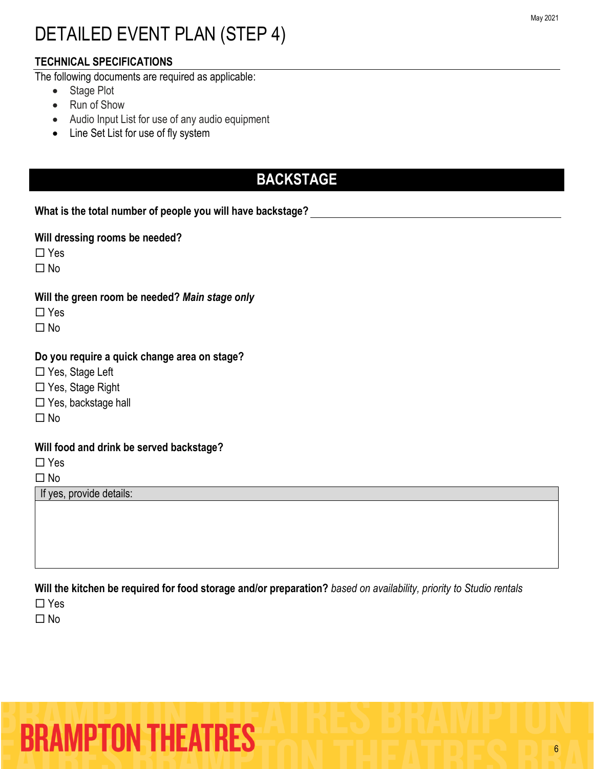# DETAILED EVENT PLAN (STEP 4)

## TECHNICAL SPECIFICATIONS

The following documents are required as applicable:

- Stage Plot
- Run of Show
- Audio Input List for use of any audio equipment
- Line Set List for use of fly system

## BACKSTAGE

**What is the total number of people you will have backstage?** \_\_\_\_\_\_\_\_\_\_\_\_\_\_\_\_\_\_\_\_\_\_\_\_\_\_\_\_

**Will dressing rooms be needed?**

☐ Yes
☐ No

**Will the green room be needed?** ***Main stage only***

☐ Yes
☐ No

**Do you require a quick change area on stage?**

☐ Yes, Stage Left
☐ Yes, Stage Right
☐ Yes, backstage hall
☐ No

**Will food and drink be served backstage?**

☐ Yes
☐ No

| If yes, provide details: |
| --- |
| |

**Will the kitchen be required for food storage and/or preparation?** *based on availability, priority to Studio rentals*

☐ Yes
☐ No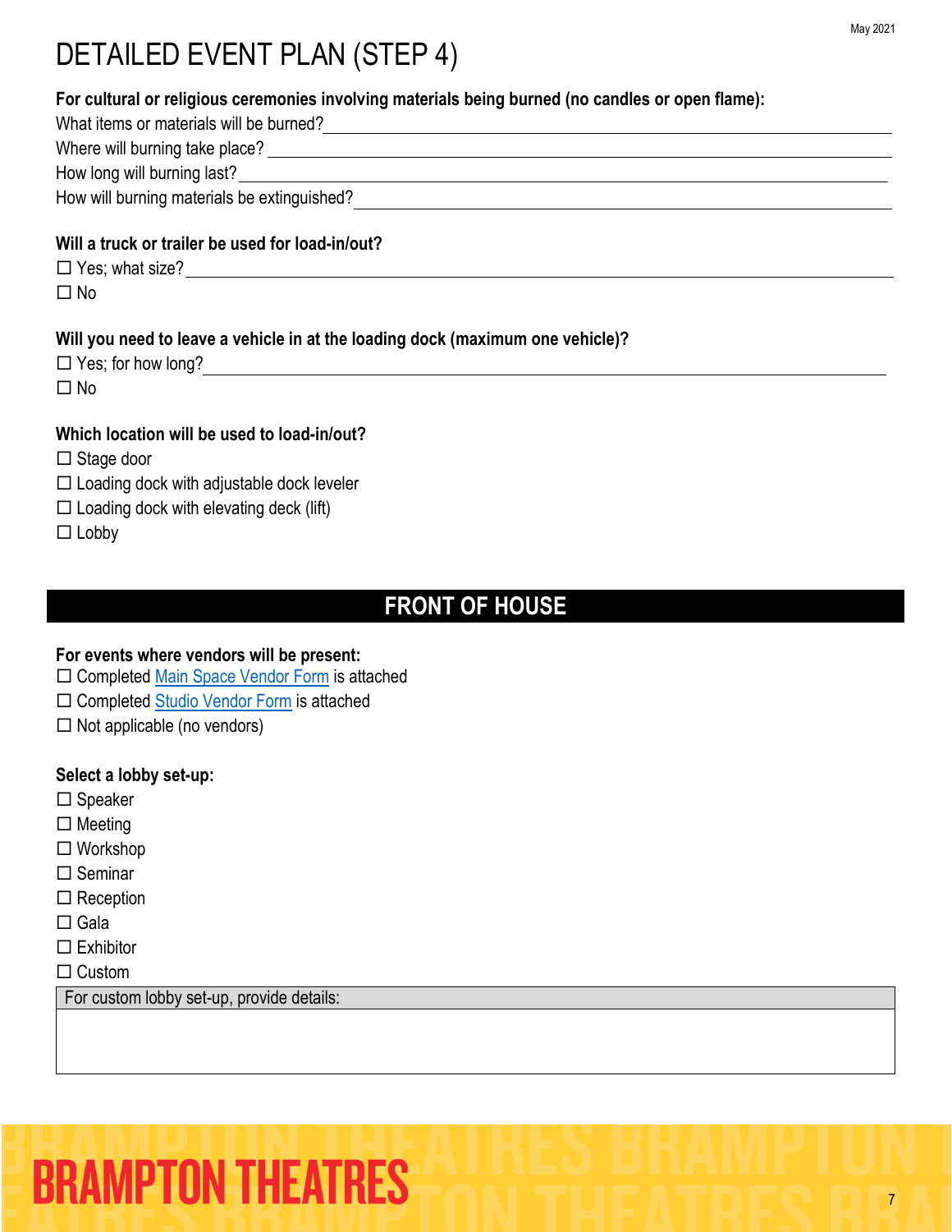# DETAILED EVENT PLAN (STEP 4)

**For cultural or religious ceremonies involving materials being burned (no candles or open flame):**

What items or materials will be burned? \_\_\_\_\_\_\_\_\_\_\_\_\_\_\_\_\_\_\_\_

Where will burning take place? \_\_\_\_\_\_\_\_\_\_\_\_\_\_\_\_\_\_\_\_

How long will burning last? \_\_\_\_\_\_\_\_\_\_\_\_\_\_\_\_\_\_\_\_

How will burning materials be extinguished? \_\_\_\_\_\_\_\_\_\_\_\_\_\_\_\_\_\_\_\_

**Will a truck or trailer be used for load-in/out?**

☐ Yes; what size? \_\_\_\_\_\_\_\_\_\_\_\_\_\_\_\_\_\_\_\_

☐ No

**Will you need to leave a vehicle in at the loading dock (maximum one vehicle)?**

☐ Yes; for how long? \_\_\_\_\_\_\_\_\_\_\_\_\_\_\_\_\_\_\_\_

☐ No

**Which location will be used to load-in/out?**

☐ Stage door

☐ Loading dock with adjustable dock leveler

☐ Loading dock with elevating deck (lift)

☐ Lobby

## FRONT OF HOUSE

**For events where vendors will be present:**

☐ Completed Main Space Vendor Form is attached

☐ Completed Studio Vendor Form is attached

☐ Not applicable (no vendors)

**Select a lobby set-up:**

☐ Speaker

☐ Meeting

☐ Workshop

☐ Seminar

☐ Reception

☐ Gala

☐ Exhibitor

☐ Custom

| For custom lobby set-up, provide details: |
| --- |
| |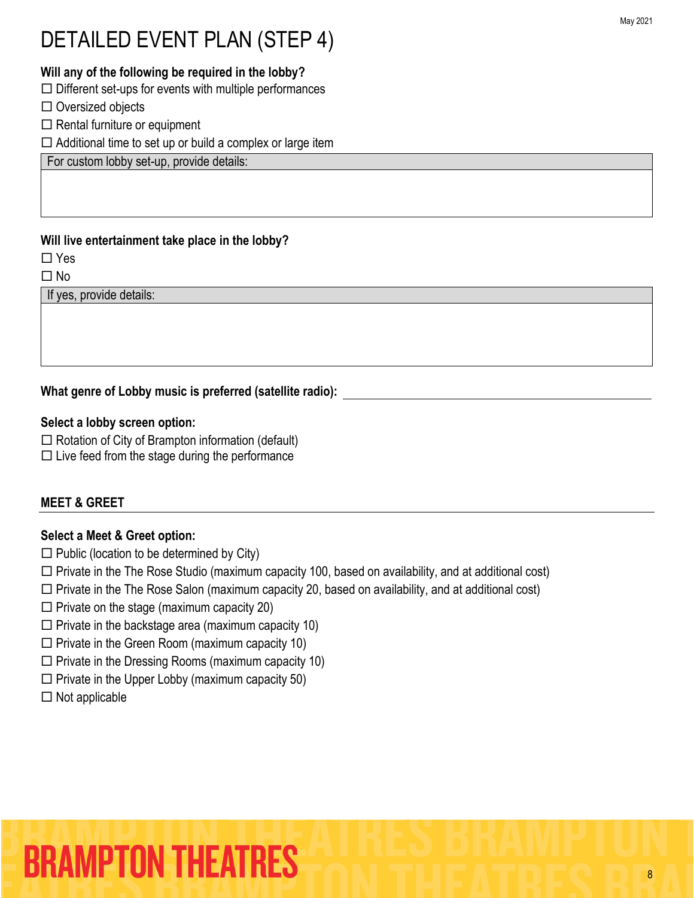# DETAILED EVENT PLAN (STEP 4)

**Will any of the following be required in the lobby?**

☐ Different set-ups for events with multiple performances
☐ Oversized objects
☐ Rental furniture or equipment
☐ Additional time to set up or build a complex or large item

| For custom lobby set-up, provide details: |
| --- |
| |

**Will live entertainment take place in the lobby?**

☐ Yes
☐ No

| If yes, provide details: |
| --- |
| |

**What genre of Lobby music is preferred (satellite radio):** \_\_\_\_\_\_\_\_\_\_\_\_\_\_\_\_\_\_\_\_

**Select a lobby screen option:**

☐ Rotation of City of Brampton information (default)
☐ Live feed from the stage during the performance

## MEET & GREET

**Select a Meet & Greet option:**

☐ Public (location to be determined by City)
☐ Private in the The Rose Studio (maximum capacity 100, based on availability, and at additional cost)
☐ Private in the The Rose Salon (maximum capacity 20, based on availability, and at additional cost)
☐ Private on the stage (maximum capacity 20)
☐ Private in the backstage area (maximum capacity 10)
☐ Private in the Green Room (maximum capacity 10)
☐ Private in the Dressing Rooms (maximum capacity 10)
☐ Private in the Upper Lobby (maximum capacity 50)
☐ Not applicable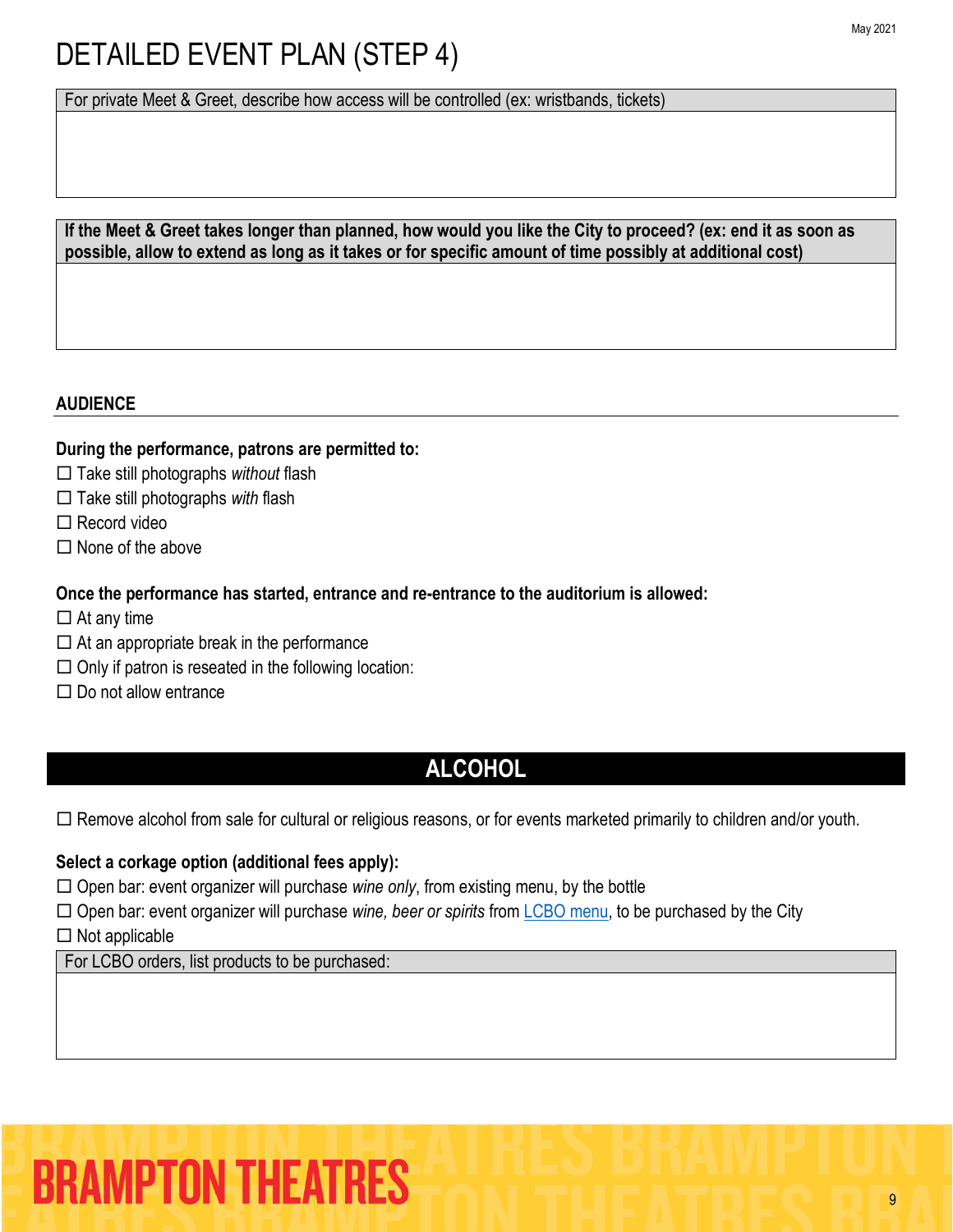# DETAILED EVENT PLAN (STEP 4)

| For private Meet & Greet, describe how access will be controlled (ex: wristbands, tickets) |
| --- |
| |

| **If the Meet & Greet takes longer than planned, how would you like the City to proceed? (ex: end it as soon as possible, allow to extend as long as it takes or for specific amount of time possibly at additional cost)** |
| --- |
| |

**AUDIENCE**

**During the performance, patrons are permitted to:**

☐ Take still photographs *without* flash
☐ Take still photographs *with* flash
☐ Record video
☐ None of the above

**Once the performance has started, entrance and re-entrance to the auditorium is allowed:**

☐ At any time
☐ At an appropriate break in the performance
☐ Only if patron is reseated in the following location:
☐ Do not allow entrance

## ALCOHOL

☐ Remove alcohol from sale for cultural or religious reasons, or for events marketed primarily to children and/or youth.

**Select a corkage option (additional fees apply):**

☐ Open bar: event organizer will purchase *wine only*, from existing menu, by the bottle
☐ Open bar: event organizer will purchase *wine, beer or spirits* from LCBO menu, to be purchased by the City
☐ Not applicable

| For LCBO orders, list products to be purchased: |
| --- |
| |